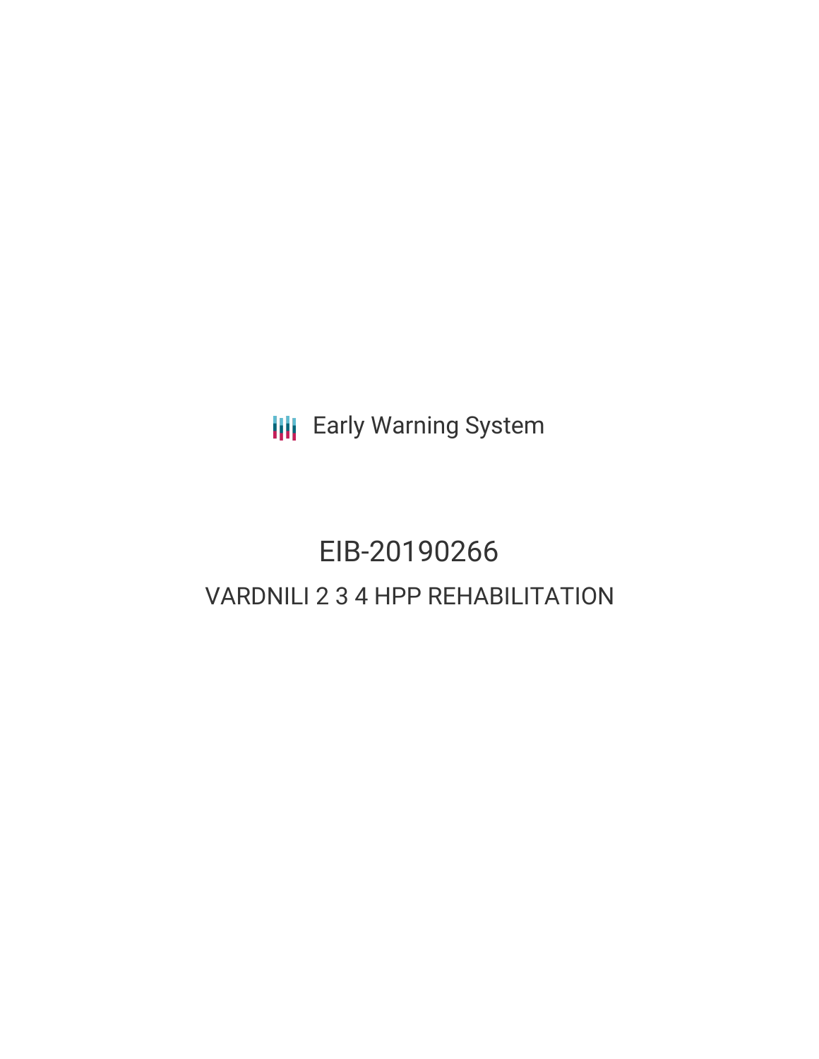Early Warning System

# EIB-20190266

## VARDNILI 2 3 4 HPP REHABILITATION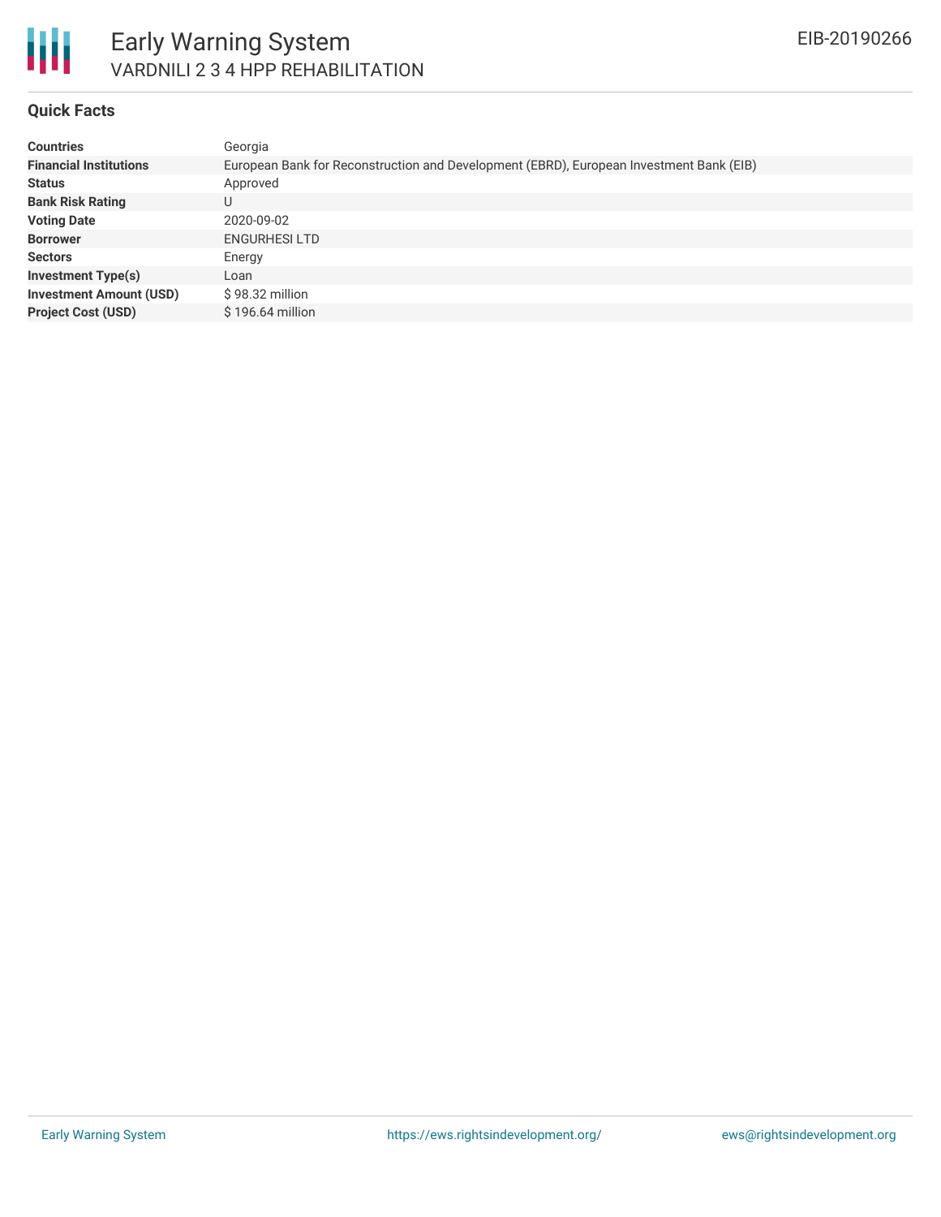# Early Warning System

## VARDNILI 2 3 4 HPP REHABILITATION

EIB-20190266

### Quick Facts

| | |
|---|---|
| **Countries** | Georgia |
| **Financial Institutions** | European Bank for Reconstruction and Development (EBRD), European Investment Bank (EIB) |
| **Status** | Approved |
| **Bank Risk Rating** | U |
| **Voting Date** | 2020-09-02 |
| **Borrower** | ENGURHESI LTD |
| **Sectors** | Energy |
| **Investment Type(s)** | Loan |
| **Investment Amount (USD)** | $ 98.32 million |
| **Project Cost (USD)** | $ 196.64 million |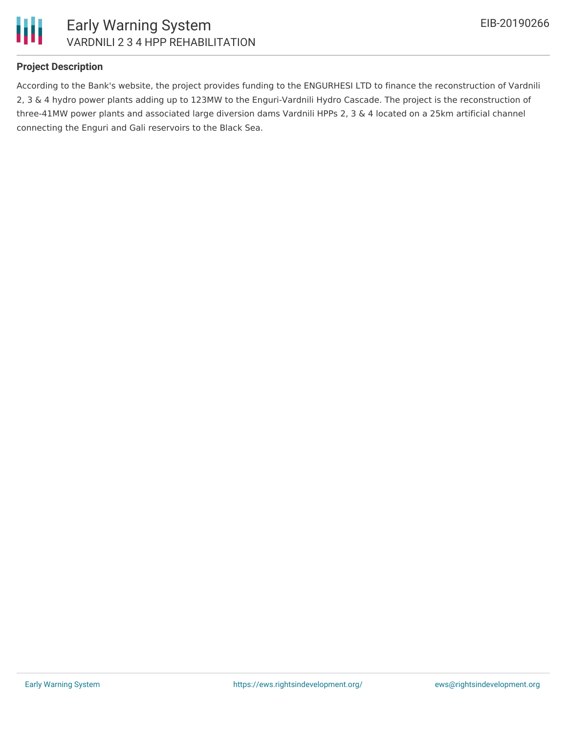## Project Description

According to the Bank's website, the project provides funding to the ENGURHESI LTD to finance the reconstruction of Vardnili 2, 3 & 4 hydro power plants adding up to 123MW to the Enguri-Vardnili Hydro Cascade. The project is the reconstruction of three-41MW power plants and associated large diversion dams Vardnili HPPs 2, 3 & 4 located on a 25km artificial channel connecting the Enguri and Gali reservoirs to the Black Sea.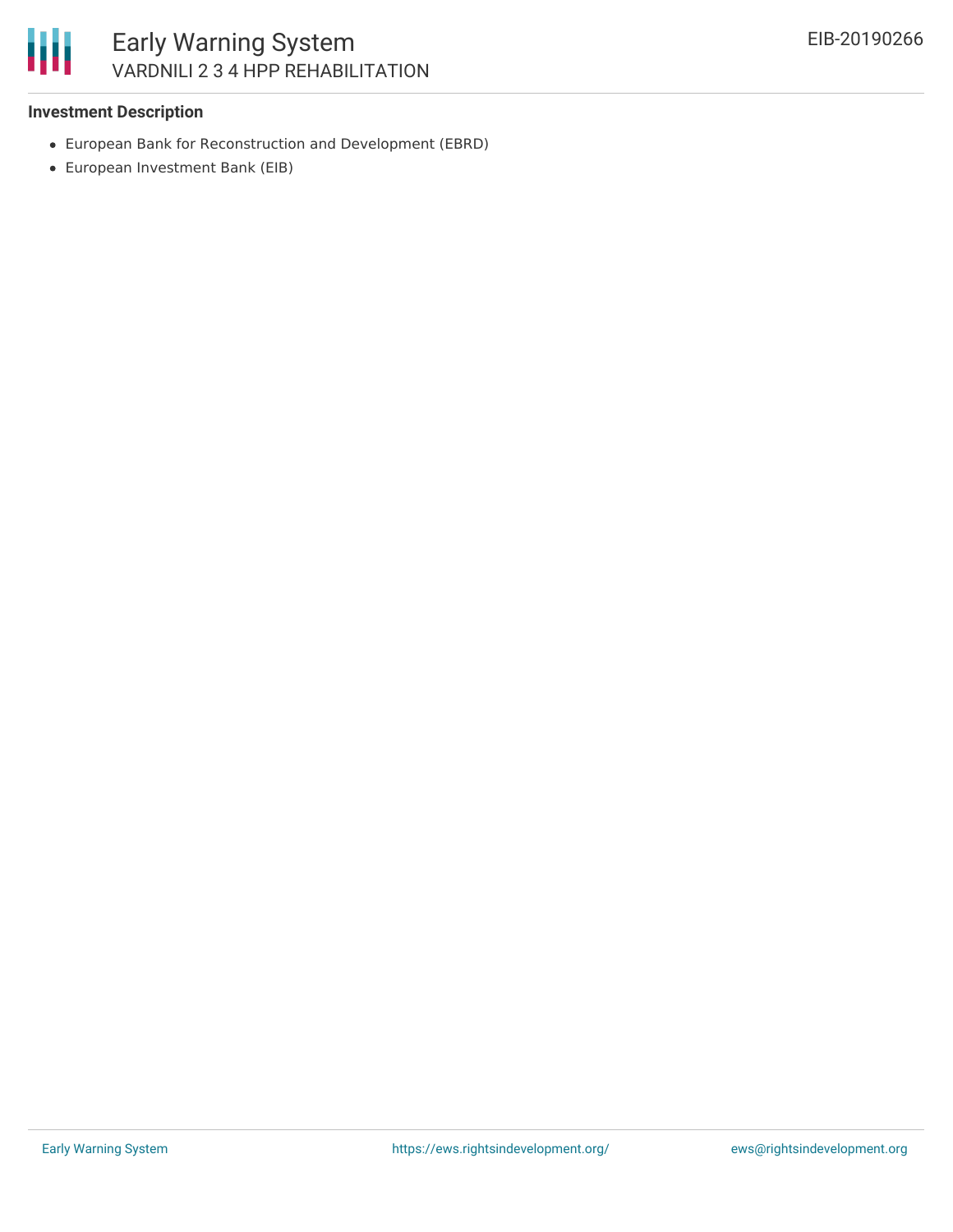**Investment Description**

- European Bank for Reconstruction and Development (EBRD)
- European Investment Bank (EIB)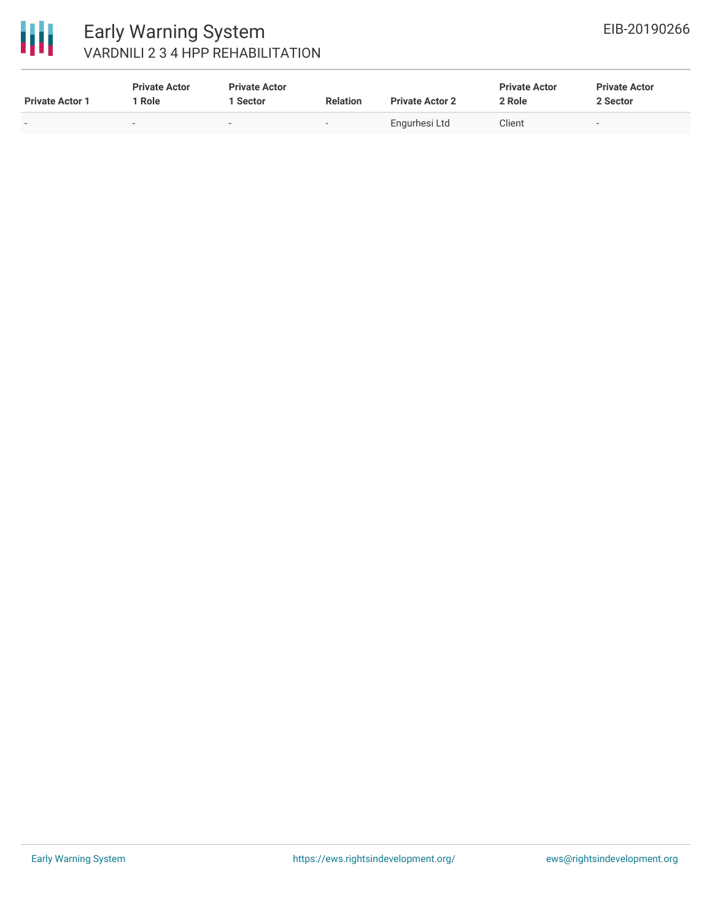| Private Actor 1 | Private Actor 1 Role | Private Actor 1 Sector | Relation | Private Actor 2 | Private Actor 2 Role | Private Actor 2 Sector |
|---|---|---|---|---|---|---|
| - | - | - | - | Engurhesi Ltd | Client | - |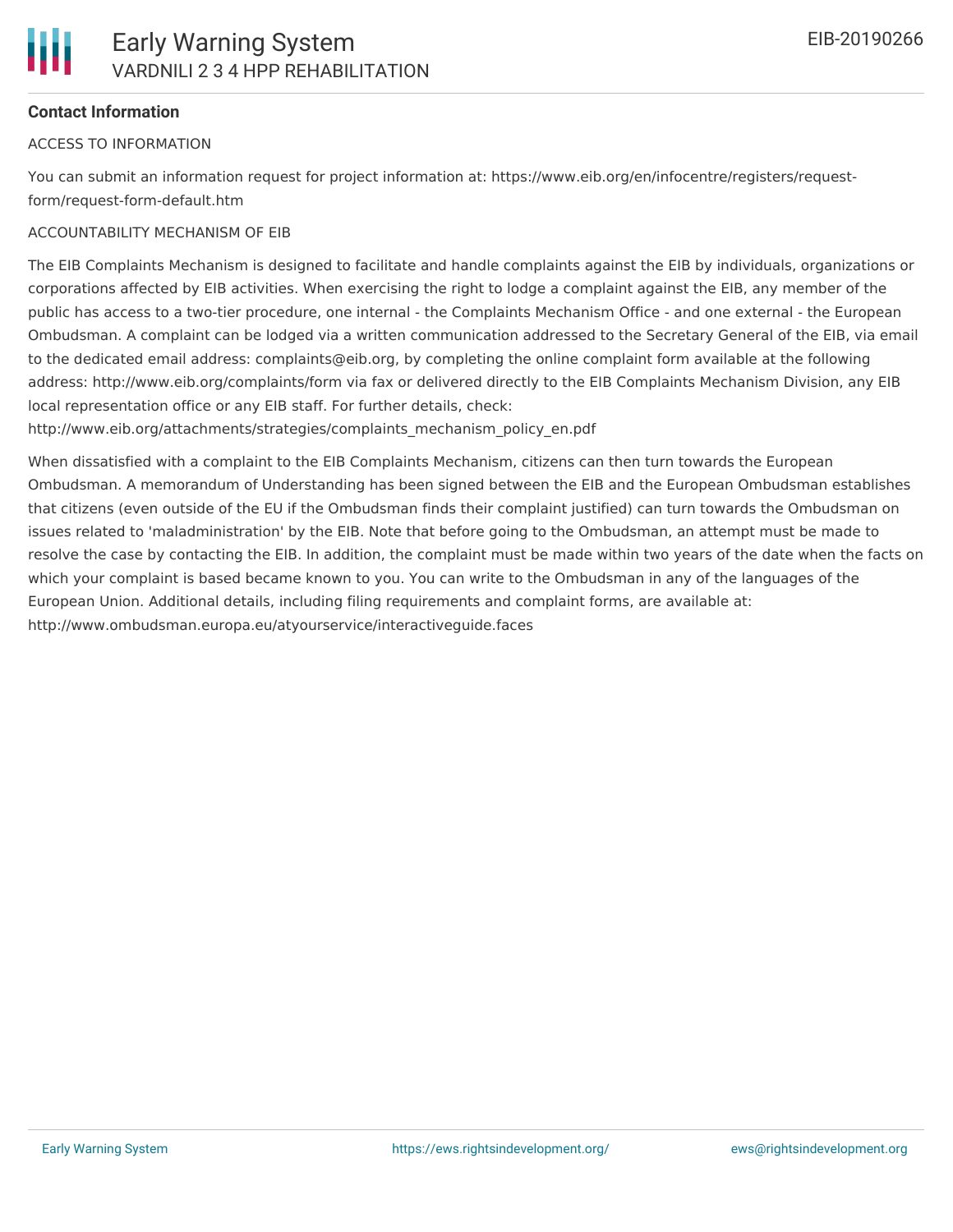## Contact Information

ACCESS TO INFORMATION

You can submit an information request for project information at: https://www.eib.org/en/infocentre/registers/request-form/request-form-default.htm

ACCOUNTABILITY MECHANISM OF EIB

The EIB Complaints Mechanism is designed to facilitate and handle complaints against the EIB by individuals, organizations or corporations affected by EIB activities. When exercising the right to lodge a complaint against the EIB, any member of the public has access to a two-tier procedure, one internal - the Complaints Mechanism Office - and one external - the European Ombudsman. A complaint can be lodged via a written communication addressed to the Secretary General of the EIB, via email to the dedicated email address: complaints@eib.org, by completing the online complaint form available at the following address: http://www.eib.org/complaints/form via fax or delivered directly to the EIB Complaints Mechanism Division, any EIB local representation office or any EIB staff. For further details, check: http://www.eib.org/attachments/strategies/complaints_mechanism_policy_en.pdf

When dissatisfied with a complaint to the EIB Complaints Mechanism, citizens can then turn towards the European Ombudsman. A memorandum of Understanding has been signed between the EIB and the European Ombudsman establishes that citizens (even outside of the EU if the Ombudsman finds their complaint justified) can turn towards the Ombudsman on issues related to 'maladministration' by the EIB. Note that before going to the Ombudsman, an attempt must be made to resolve the case by contacting the EIB. In addition, the complaint must be made within two years of the date when the facts on which your complaint is based became known to you. You can write to the Ombudsman in any of the languages of the European Union. Additional details, including filing requirements and complaint forms, are available at: http://www.ombudsman.europa.eu/atyourservice/interactiveguide.faces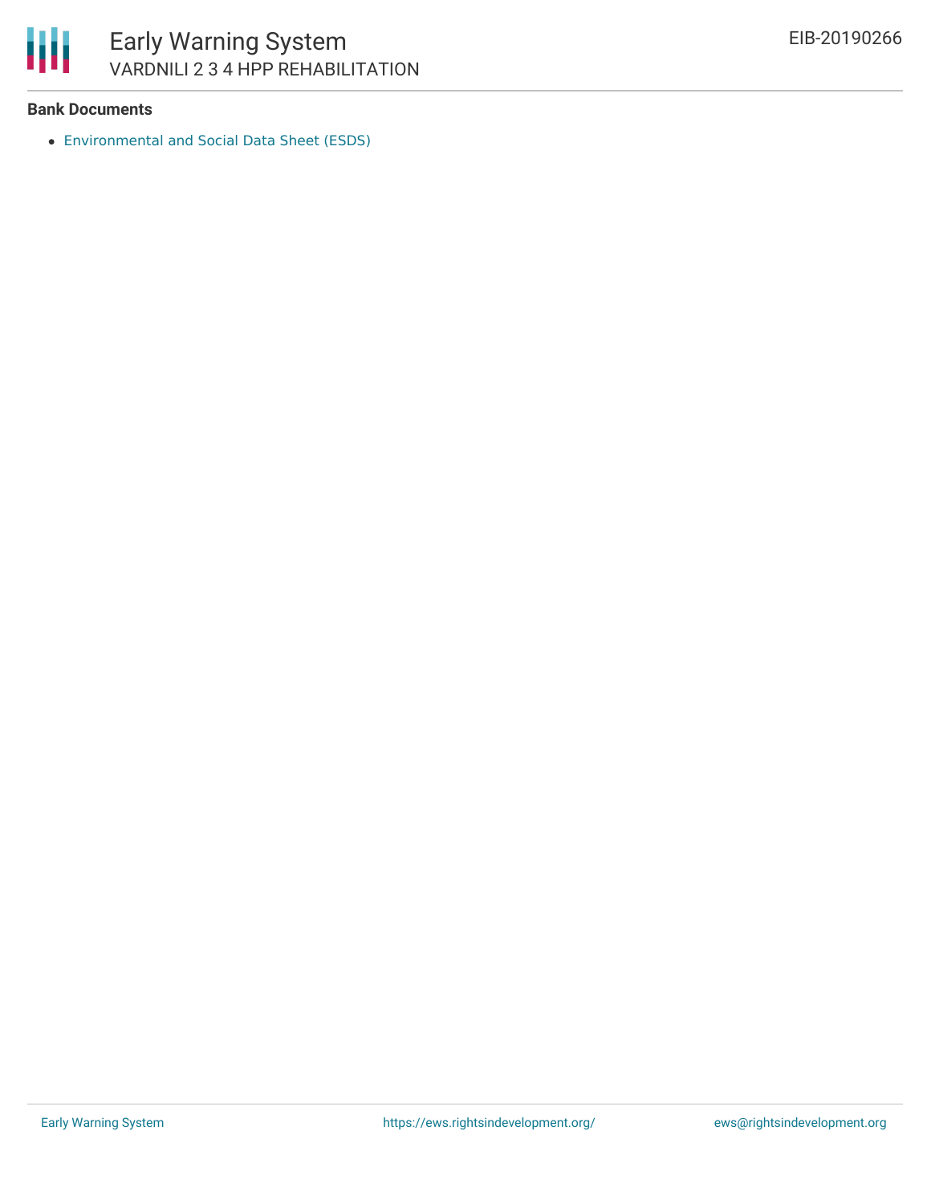**Bank Documents**

- Environmental and Social Data Sheet (ESDS)